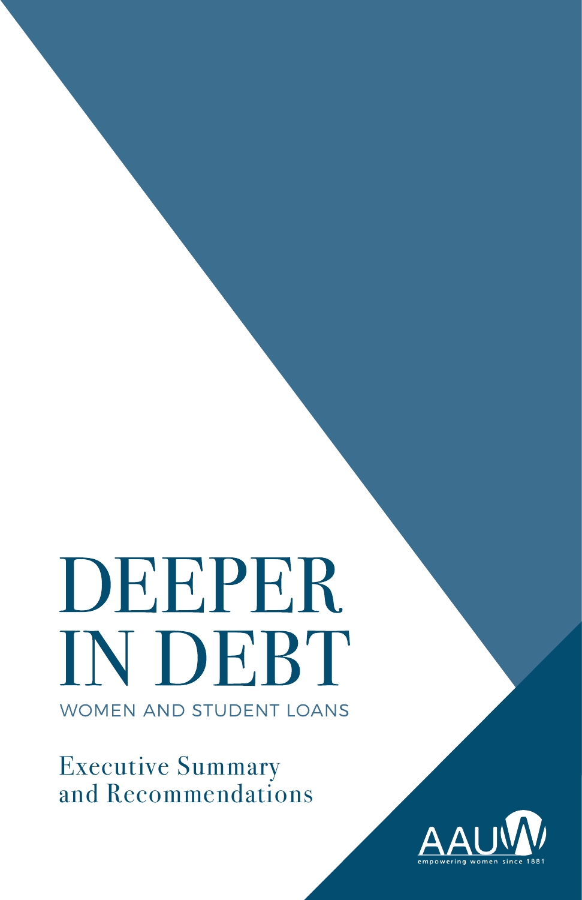# DEEPER IN DEBT

## WOMEN AND STUDENT LOANS

Executive Summary and Recommendations

AAUW

empowering women since 1881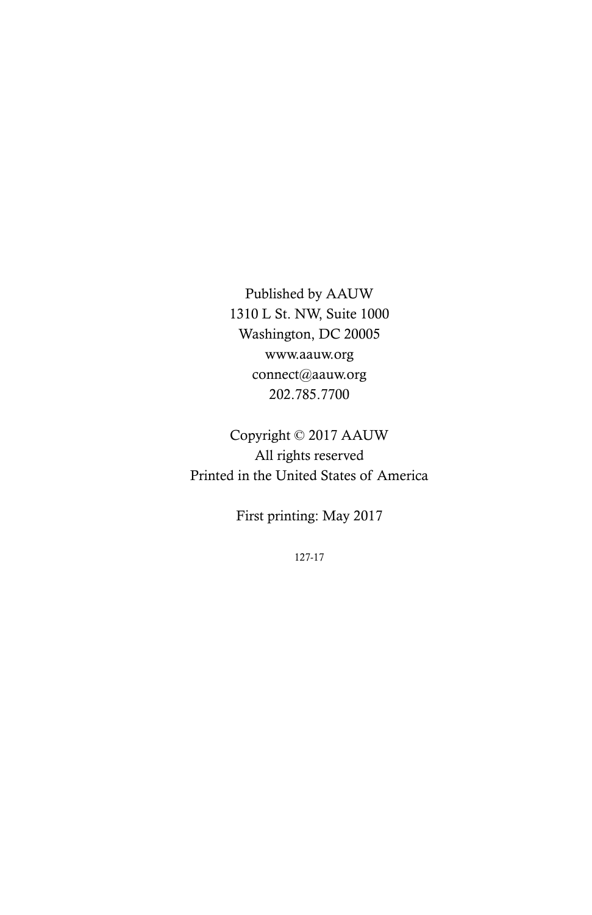Published by AAUW
1310 L St. NW, Suite 1000
Washington, DC 20005
www.aauw.org
connect@aauw.org
202.785.7700

Copyright © 2017 AAUW
All rights reserved
Printed in the United States of America

First printing: May 2017

127-17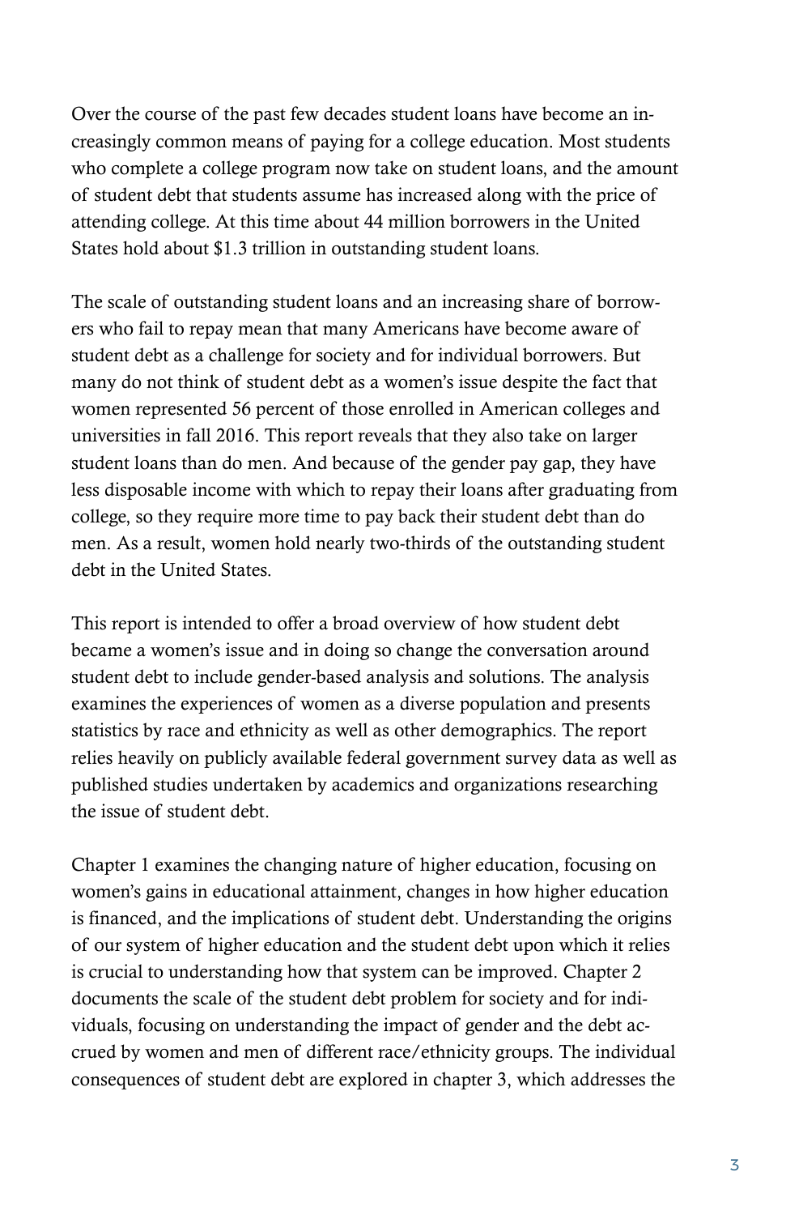Over the course of the past few decades student loans have become an increasingly common means of paying for a college education. Most students who complete a college program now take on student loans, and the amount of student debt that students assume has increased along with the price of attending college. At this time about 44 million borrowers in the United States hold about $1.3 trillion in outstanding student loans.

The scale of outstanding student loans and an increasing share of borrowers who fail to repay mean that many Americans have become aware of student debt as a challenge for society and for individual borrowers. But many do not think of student debt as a women's issue despite the fact that women represented 56 percent of those enrolled in American colleges and universities in fall 2016. This report reveals that they also take on larger student loans than do men. And because of the gender pay gap, they have less disposable income with which to repay their loans after graduating from college, so they require more time to pay back their student debt than do men. As a result, women hold nearly two-thirds of the outstanding student debt in the United States.

This report is intended to offer a broad overview of how student debt became a women's issue and in doing so change the conversation around student debt to include gender-based analysis and solutions. The analysis examines the experiences of women as a diverse population and presents statistics by race and ethnicity as well as other demographics. The report relies heavily on publicly available federal government survey data as well as published studies undertaken by academics and organizations researching the issue of student debt.

Chapter 1 examines the changing nature of higher education, focusing on women's gains in educational attainment, changes in how higher education is financed, and the implications of student debt. Understanding the origins of our system of higher education and the student debt upon which it relies is crucial to understanding how that system can be improved. Chapter 2 documents the scale of the student debt problem for society and for individuals, focusing on understanding the impact of gender and the debt accrued by women and men of different race/ethnicity groups. The individual consequences of student debt are explored in chapter 3, which addresses the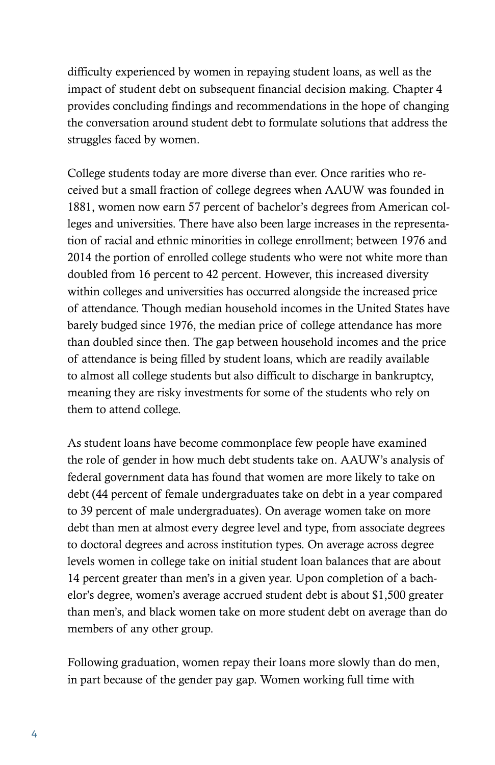difficulty experienced by women in repaying student loans, as well as the impact of student debt on subsequent financial decision making. Chapter 4 provides concluding findings and recommendations in the hope of changing the conversation around student debt to formulate solutions that address the struggles faced by women.

College students today are more diverse than ever. Once rarities who received but a small fraction of college degrees when AAUW was founded in 1881, women now earn 57 percent of bachelor's degrees from American colleges and universities. There have also been large increases in the representation of racial and ethnic minorities in college enrollment; between 1976 and 2014 the portion of enrolled college students who were not white more than doubled from 16 percent to 42 percent. However, this increased diversity within colleges and universities has occurred alongside the increased price of attendance. Though median household incomes in the United States have barely budged since 1976, the median price of college attendance has more than doubled since then. The gap between household incomes and the price of attendance is being filled by student loans, which are readily available to almost all college students but also difficult to discharge in bankruptcy, meaning they are risky investments for some of the students who rely on them to attend college.

As student loans have become commonplace few people have examined the role of gender in how much debt students take on. AAUW's analysis of federal government data has found that women are more likely to take on debt (44 percent of female undergraduates take on debt in a year compared to 39 percent of male undergraduates). On average women take on more debt than men at almost every degree level and type, from associate degrees to doctoral degrees and across institution types. On average across degree levels women in college take on initial student loan balances that are about 14 percent greater than men's in a given year. Upon completion of a bachelor's degree, women's average accrued student debt is about $1,500 greater than men's, and black women take on more student debt on average than do members of any other group.

Following graduation, women repay their loans more slowly than do men, in part because of the gender pay gap. Women working full time with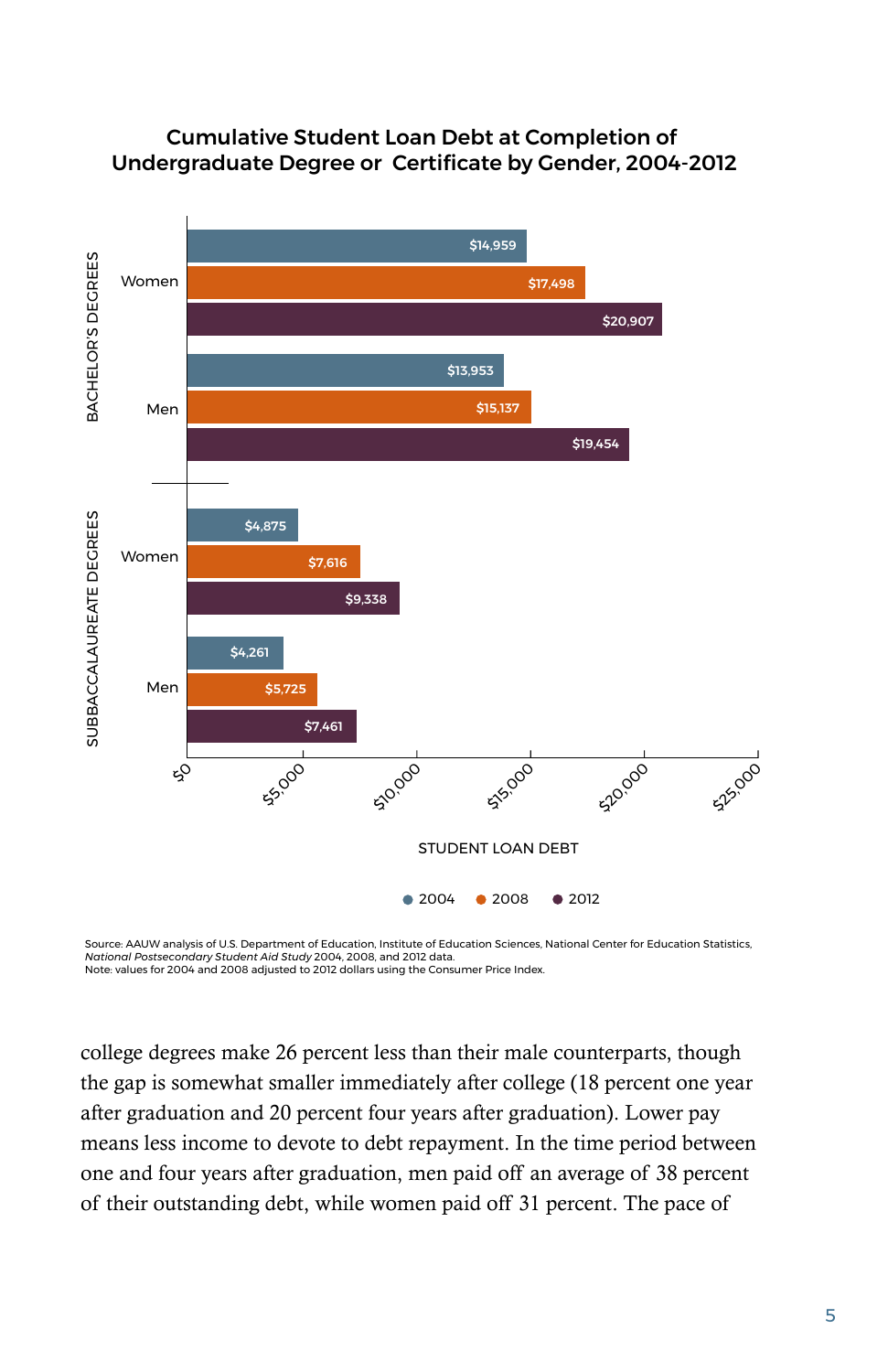**Cumulative Student Loan Debt at Completion of Undergraduate Degree or Certificate by Gender, 2004-2012**

| | | 2004 | 2008 | 2012 |
|---|---|---|---|---|
| Bachelor's Degrees | Women | $14,959 | $17,498 | $20,907 |
| | Men | $13,953 | $15,137 | $19,454 |
| Subbaccalaureate Degrees | Women | $4,875 | $7,616 | $9,338 |
| | Men | $4,261 | $5,725 | $7,461 |

STUDENT LOAN DEBT

Source: AAUW analysis of U.S. Department of Education, Institute of Education Sciences, National Center for Education Statistics, *National Postsecondary Student Aid Study* 2004, 2008, and 2012 data.
Note: values for 2004 and 2008 adjusted to 2012 dollars using the Consumer Price Index.

college degrees make 26 percent less than their male counterparts, though the gap is somewhat smaller immediately after college (18 percent one year after graduation and 20 percent four years after graduation). Lower pay means less income to devote to debt repayment. In the time period between one and four years after graduation, men paid off an average of 38 percent of their outstanding debt, while women paid off 31 percent. The pace of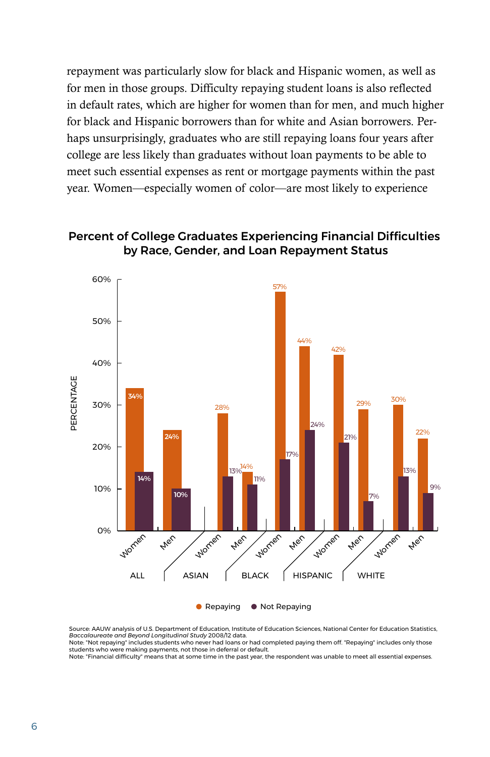repayment was particularly slow for black and Hispanic women, as well as for men in those groups. Difficulty repaying student loans is also reflected in default rates, which are higher for women than for men, and much higher for black and Hispanic borrowers than for white and Asian borrowers. Perhaps unsurprisingly, graduates who are still repaying loans four years after college are less likely than graduates without loan payments to be able to meet such essential expenses as rent or mortgage payments within the past year. Women—especially women of color—are most likely to experience

**Percent of College Graduates Experiencing Financial Difficulties by Race, Gender, and Loan Repayment Status**

| Group | Gender | Repaying | Not Repaying |
|---|---|---|---|
| ALL | Women | 34% | 14% |
| ALL | Men | 24% | 10% |
| ASIAN | Women | 28% | 13% |
| ASIAN | Men | 14% | 11% |
| BLACK | Women | 57% | 17% |
| BLACK | Men | 44% | 24% |
| HISPANIC | Women | 42% | 21% |
| HISPANIC | Men | 29% | 7% |
| WHITE | Women | 30% | 13% |
| WHITE | Men | 22% | 9% |

Source: AAUW analysis of U.S. Department of Education, Institute of Education Sciences, National Center for Education Statistics, *Baccalaureate and Beyond Longitudinal Study* 2008/12 data.
Note: "Not repaying" includes students who never had loans or had completed paying them off. "Repaying" includes only those students who were making payments, not those in deferral or default.
Note: "Financial difficulty" means that at some time in the past year, the respondent was unable to meet all essential expenses.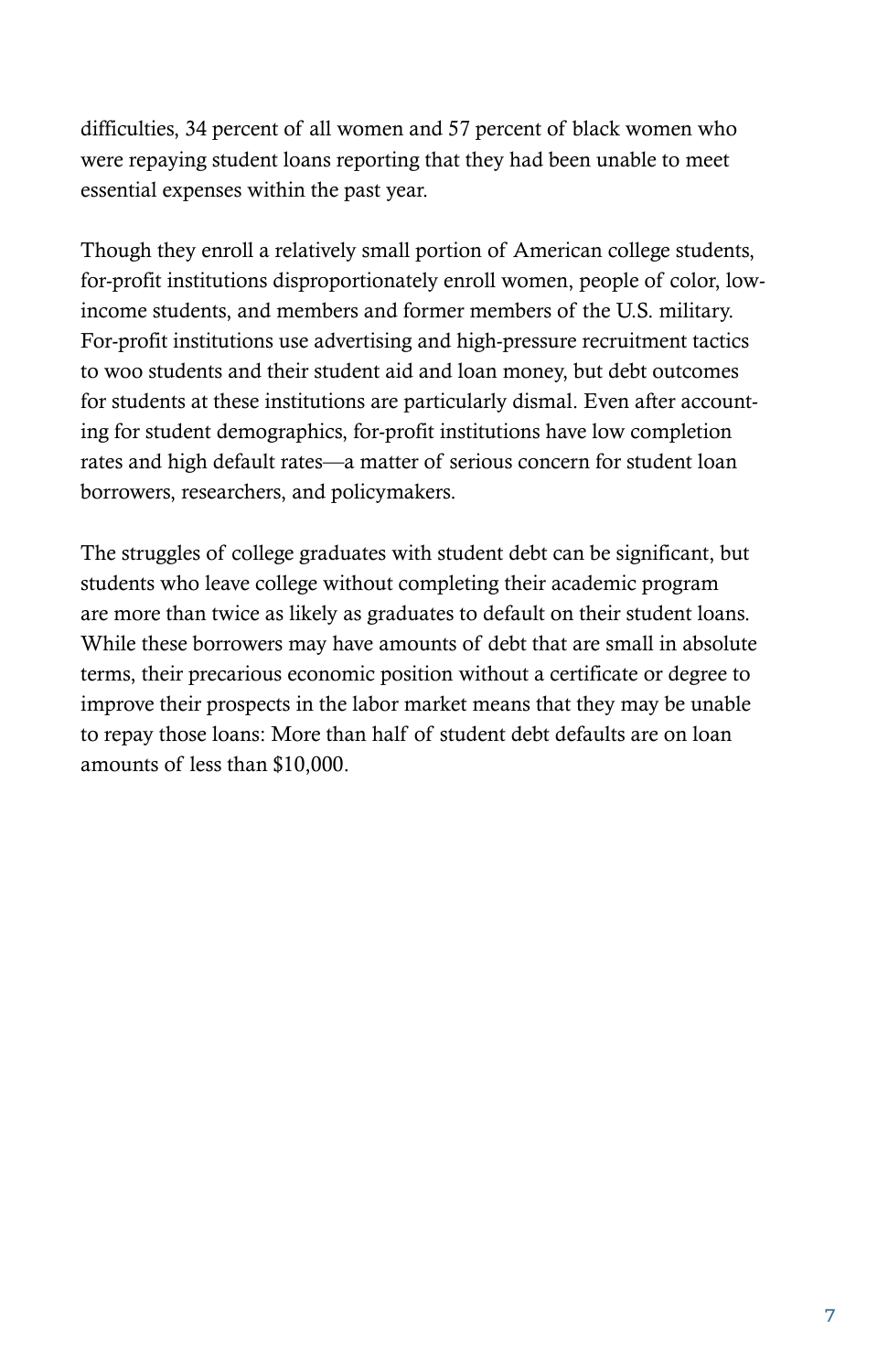difficulties, 34 percent of all women and 57 percent of black women who were repaying student loans reporting that they had been unable to meet essential expenses within the past year.

Though they enroll a relatively small portion of American college students, for-profit institutions disproportionately enroll women, people of color, low-income students, and members and former members of the U.S. military. For-profit institutions use advertising and high-pressure recruitment tactics to woo students and their student aid and loan money, but debt outcomes for students at these institutions are particularly dismal. Even after accounting for student demographics, for-profit institutions have low completion rates and high default rates—a matter of serious concern for student loan borrowers, researchers, and policymakers.

The struggles of college graduates with student debt can be significant, but students who leave college without completing their academic program are more than twice as likely as graduates to default on their student loans. While these borrowers may have amounts of debt that are small in absolute terms, their precarious economic position without a certificate or degree to improve their prospects in the labor market means that they may be unable to repay those loans: More than half of student debt defaults are on loan amounts of less than $10,000.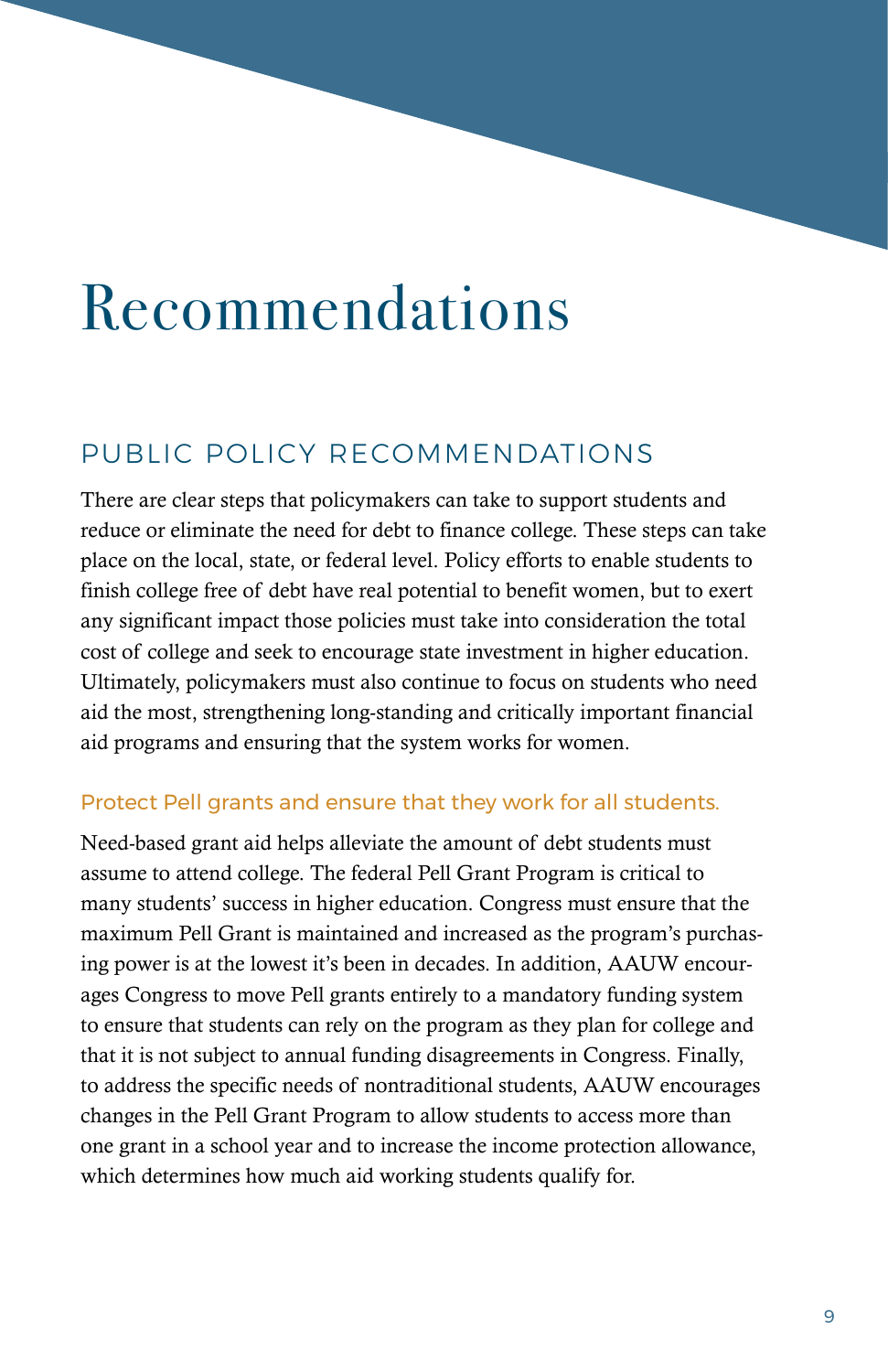# Recommendations

## PUBLIC POLICY RECOMMENDATIONS

There are clear steps that policymakers can take to support students and reduce or eliminate the need for debt to finance college. These steps can take place on the local, state, or federal level. Policy efforts to enable students to finish college free of debt have real potential to benefit women, but to exert any significant impact those policies must take into consideration the total cost of college and seek to encourage state investment in higher education. Ultimately, policymakers must also continue to focus on students who need aid the most, strengthening long-standing and critically important financial aid programs and ensuring that the system works for women.

### Protect Pell grants and ensure that they work for all students.

Need-based grant aid helps alleviate the amount of debt students must assume to attend college. The federal Pell Grant Program is critical to many students' success in higher education. Congress must ensure that the maximum Pell Grant is maintained and increased as the program's purchasing power is at the lowest it's been in decades. In addition, AAUW encourages Congress to move Pell grants entirely to a mandatory funding system to ensure that students can rely on the program as they plan for college and that it is not subject to annual funding disagreements in Congress. Finally, to address the specific needs of nontraditional students, AAUW encourages changes in the Pell Grant Program to allow students to access more than one grant in a school year and to increase the income protection allowance, which determines how much aid working students qualify for.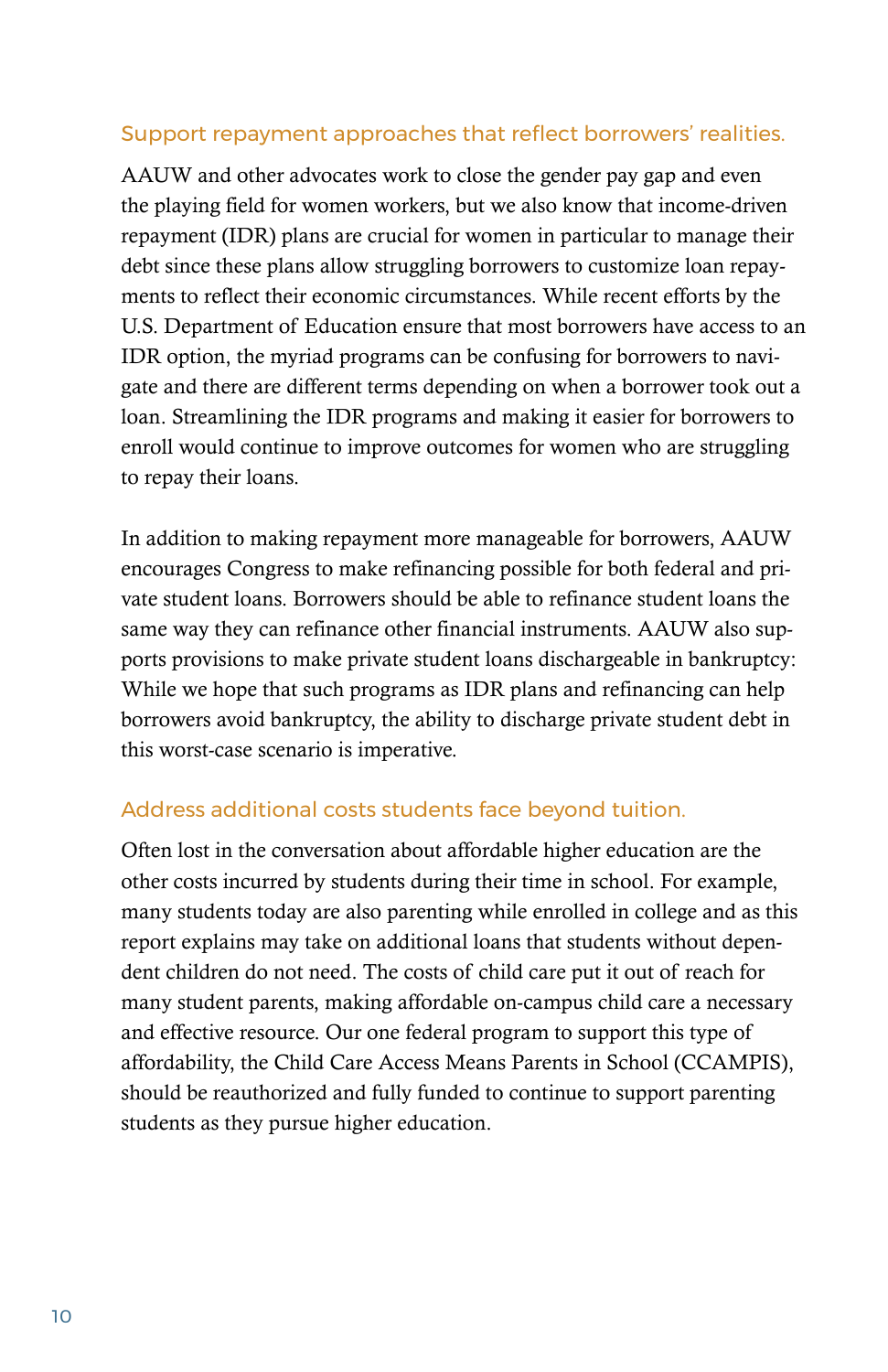### Support repayment approaches that reflect borrowers' realities.

AAUW and other advocates work to close the gender pay gap and even the playing field for women workers, but we also know that income-driven repayment (IDR) plans are crucial for women in particular to manage their debt since these plans allow struggling borrowers to customize loan repayments to reflect their economic circumstances. While recent efforts by the U.S. Department of Education ensure that most borrowers have access to an IDR option, the myriad programs can be confusing for borrowers to navigate and there are different terms depending on when a borrower took out a loan. Streamlining the IDR programs and making it easier for borrowers to enroll would continue to improve outcomes for women who are struggling to repay their loans.

In addition to making repayment more manageable for borrowers, AAUW encourages Congress to make refinancing possible for both federal and private student loans. Borrowers should be able to refinance student loans the same way they can refinance other financial instruments. AAUW also supports provisions to make private student loans dischargeable in bankruptcy: While we hope that such programs as IDR plans and refinancing can help borrowers avoid bankruptcy, the ability to discharge private student debt in this worst-case scenario is imperative.

### Address additional costs students face beyond tuition.

Often lost in the conversation about affordable higher education are the other costs incurred by students during their time in school. For example, many students today are also parenting while enrolled in college and as this report explains may take on additional loans that students without dependent children do not need. The costs of child care put it out of reach for many student parents, making affordable on-campus child care a necessary and effective resource. Our one federal program to support this type of affordability, the Child Care Access Means Parents in School (CCAMPIS), should be reauthorized and fully funded to continue to support parenting students as they pursue higher education.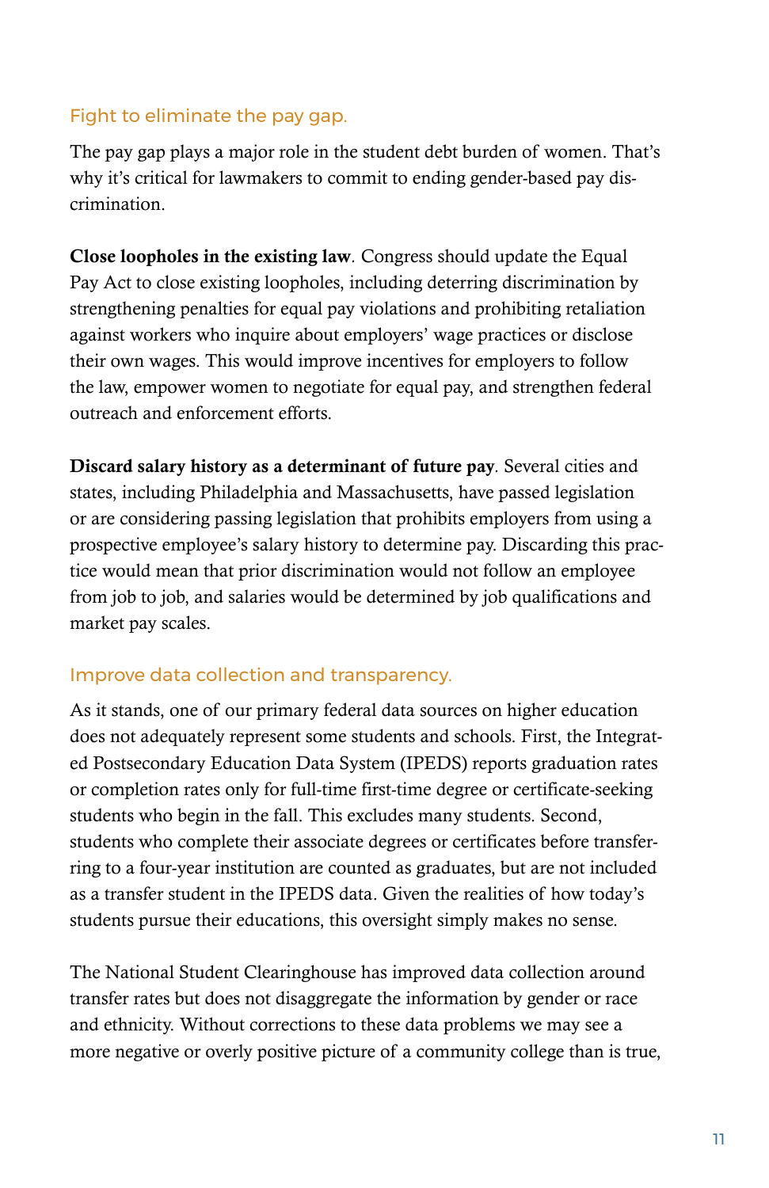## Fight to eliminate the pay gap.

The pay gap plays a major role in the student debt burden of women. That's why it's critical for lawmakers to commit to ending gender-based pay discrimination.

**Close loopholes in the existing law**. Congress should update the Equal Pay Act to close existing loopholes, including deterring discrimination by strengthening penalties for equal pay violations and prohibiting retaliation against workers who inquire about employers' wage practices or disclose their own wages. This would improve incentives for employers to follow the law, empower women to negotiate for equal pay, and strengthen federal outreach and enforcement efforts.

**Discard salary history as a determinant of future pay**. Several cities and states, including Philadelphia and Massachusetts, have passed legislation or are considering passing legislation that prohibits employers from using a prospective employee's salary history to determine pay. Discarding this practice would mean that prior discrimination would not follow an employee from job to job, and salaries would be determined by job qualifications and market pay scales.

## Improve data collection and transparency.

As it stands, one of our primary federal data sources on higher education does not adequately represent some students and schools. First, the Integrated Postsecondary Education Data System (IPEDS) reports graduation rates or completion rates only for full-time first-time degree or certificate-seeking students who begin in the fall. This excludes many students. Second, students who complete their associate degrees or certificates before transferring to a four-year institution are counted as graduates, but are not included as a transfer student in the IPEDS data. Given the realities of how today's students pursue their educations, this oversight simply makes no sense.

The National Student Clearinghouse has improved data collection around transfer rates but does not disaggregate the information by gender or race and ethnicity. Without corrections to these data problems we may see a more negative or overly positive picture of a community college than is true,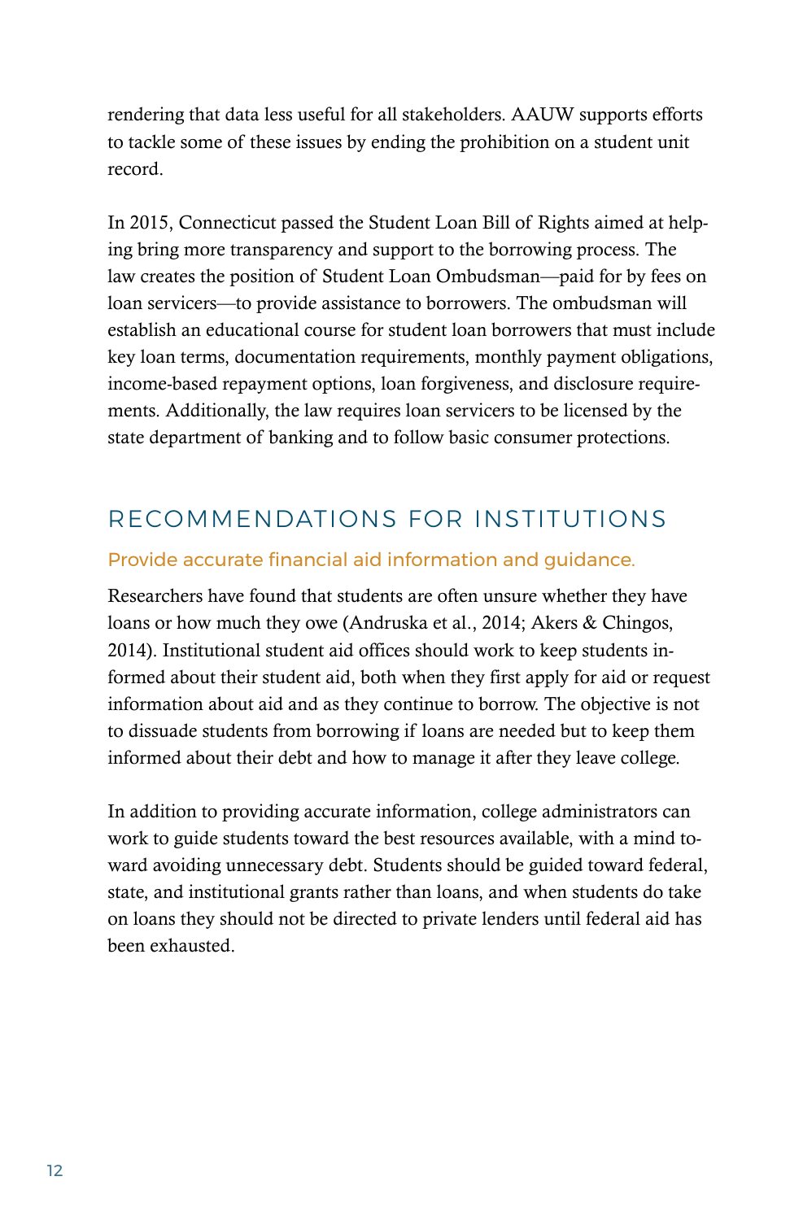rendering that data less useful for all stakeholders. AAUW supports efforts to tackle some of these issues by ending the prohibition on a student unit record.

In 2015, Connecticut passed the Student Loan Bill of Rights aimed at helping bring more transparency and support to the borrowing process. The law creates the position of Student Loan Ombudsman—paid for by fees on loan servicers—to provide assistance to borrowers. The ombudsman will establish an educational course for student loan borrowers that must include key loan terms, documentation requirements, monthly payment obligations, income-based repayment options, loan forgiveness, and disclosure requirements. Additionally, the law requires loan servicers to be licensed by the state department of banking and to follow basic consumer protections.

## RECOMMENDATIONS FOR INSTITUTIONS

### Provide accurate financial aid information and guidance.

Researchers have found that students are often unsure whether they have loans or how much they owe (Andruska et al., 2014; Akers & Chingos, 2014). Institutional student aid offices should work to keep students informed about their student aid, both when they first apply for aid or request information about aid and as they continue to borrow. The objective is not to dissuade students from borrowing if loans are needed but to keep them informed about their debt and how to manage it after they leave college.

In addition to providing accurate information, college administrators can work to guide students toward the best resources available, with a mind toward avoiding unnecessary debt. Students should be guided toward federal, state, and institutional grants rather than loans, and when students do take on loans they should not be directed to private lenders until federal aid has been exhausted.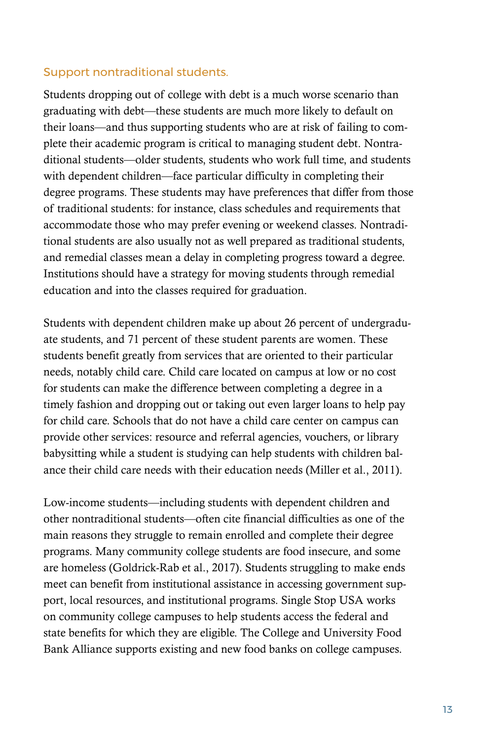### Support nontraditional students.

Students dropping out of college with debt is a much worse scenario than graduating with debt—these students are much more likely to default on their loans—and thus supporting students who are at risk of failing to complete their academic program is critical to managing student debt. Nontraditional students—older students, students who work full time, and students with dependent children—face particular difficulty in completing their degree programs. These students may have preferences that differ from those of traditional students: for instance, class schedules and requirements that accommodate those who may prefer evening or weekend classes. Nontraditional students are also usually not as well prepared as traditional students, and remedial classes mean a delay in completing progress toward a degree. Institutions should have a strategy for moving students through remedial education and into the classes required for graduation.

Students with dependent children make up about 26 percent of undergraduate students, and 71 percent of these student parents are women. These students benefit greatly from services that are oriented to their particular needs, notably child care. Child care located on campus at low or no cost for students can make the difference between completing a degree in a timely fashion and dropping out or taking out even larger loans to help pay for child care. Schools that do not have a child care center on campus can provide other services: resource and referral agencies, vouchers, or library babysitting while a student is studying can help students with children balance their child care needs with their education needs (Miller et al., 2011).

Low-income students—including students with dependent children and other nontraditional students—often cite financial difficulties as one of the main reasons they struggle to remain enrolled and complete their degree programs. Many community college students are food insecure, and some are homeless (Goldrick-Rab et al., 2017). Students struggling to make ends meet can benefit from institutional assistance in accessing government support, local resources, and institutional programs. Single Stop USA works on community college campuses to help students access the federal and state benefits for which they are eligible. The College and University Food Bank Alliance supports existing and new food banks on college campuses.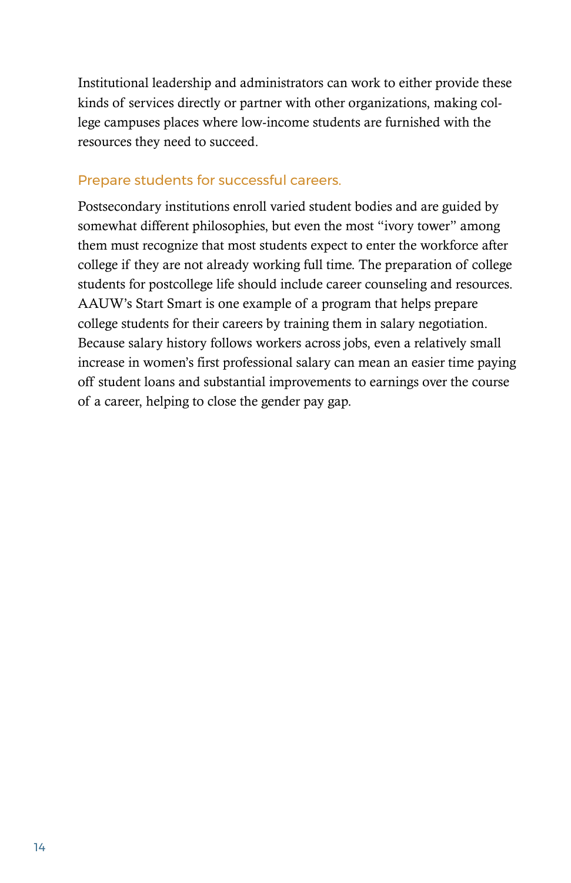Institutional leadership and administrators can work to either provide these kinds of services directly or partner with other organizations, making college campuses places where low-income students are furnished with the resources they need to succeed.

### Prepare students for successful careers.

Postsecondary institutions enroll varied student bodies and are guided by somewhat different philosophies, but even the most "ivory tower" among them must recognize that most students expect to enter the workforce after college if they are not already working full time. The preparation of college students for postcollege life should include career counseling and resources. AAUW's Start Smart is one example of a program that helps prepare college students for their careers by training them in salary negotiation. Because salary history follows workers across jobs, even a relatively small increase in women's first professional salary can mean an easier time paying off student loans and substantial improvements to earnings over the course of a career, helping to close the gender pay gap.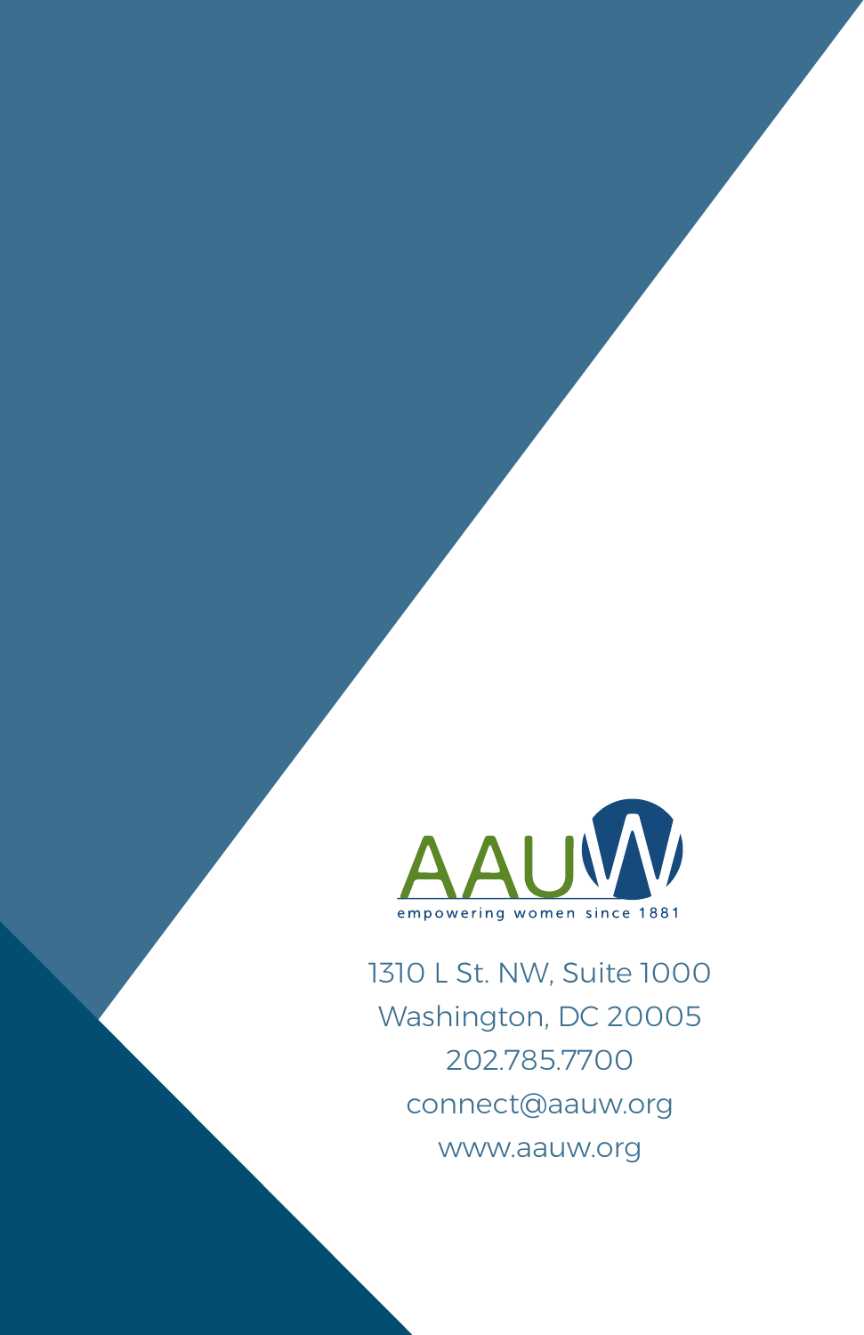AAUW

empowering women since 1881

1310 L St. NW, Suite 1000
Washington, DC 20005
202.785.7700
connect@aauw.org
www.aauw.org